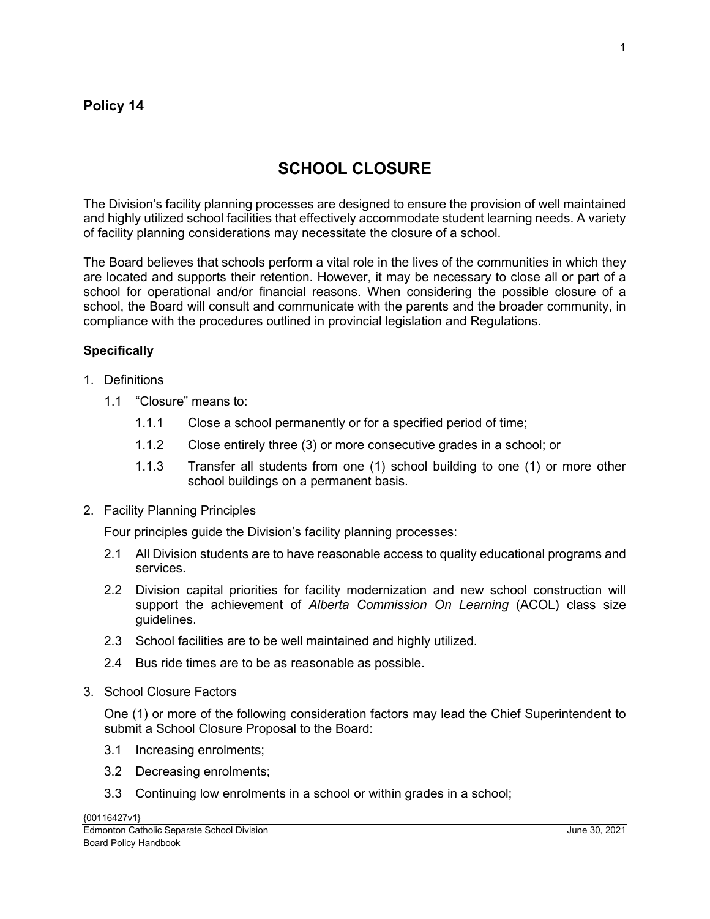## Policy 14

# SCHOOL CLOSURE

The Division's facility planning processes are designed to ensure the provision of well maintained and highly utilized school facilities that effectively accommodate student learning needs. A variety of facility planning considerations may necessitate the closure of a school.

The Board believes that schools perform a vital role in the lives of the communities in which they are located and supports their retention. However, it may be necessary to close all or part of a school for operational and/or financial reasons. When considering the possible closure of a school, the Board will consult and communicate with the parents and the broader community, in compliance with the procedures outlined in provincial legislation and Regulations.

**Specifically**

1. Definitions
   - 1.1 "Closure" means to:
     - 1.1.1 Close a school permanently or for a specified period of time;
     - 1.1.2 Close entirely three (3) or more consecutive grades in a school; or
     - 1.1.3 Transfer all students from one (1) school building to one (1) or more other school buildings on a permanent basis.
2. Facility Planning Principles

   Four principles guide the Division's facility planning processes:
   - 2.1 All Division students are to have reasonable access to quality educational programs and services.
   - 2.2 Division capital priorities for facility modernization and new school construction will support the achievement of *Alberta Commission On Learning* (ACOL) class size guidelines.
   - 2.3 School facilities are to be well maintained and highly utilized.
   - 2.4 Bus ride times are to be as reasonable as possible.
3. School Closure Factors

   One (1) or more of the following consideration factors may lead the Chief Superintendent to submit a School Closure Proposal to the Board:
   - 3.1 Increasing enrolments;
   - 3.2 Decreasing enrolments;
   - 3.3 Continuing low enrolments in a school or within grades in a school;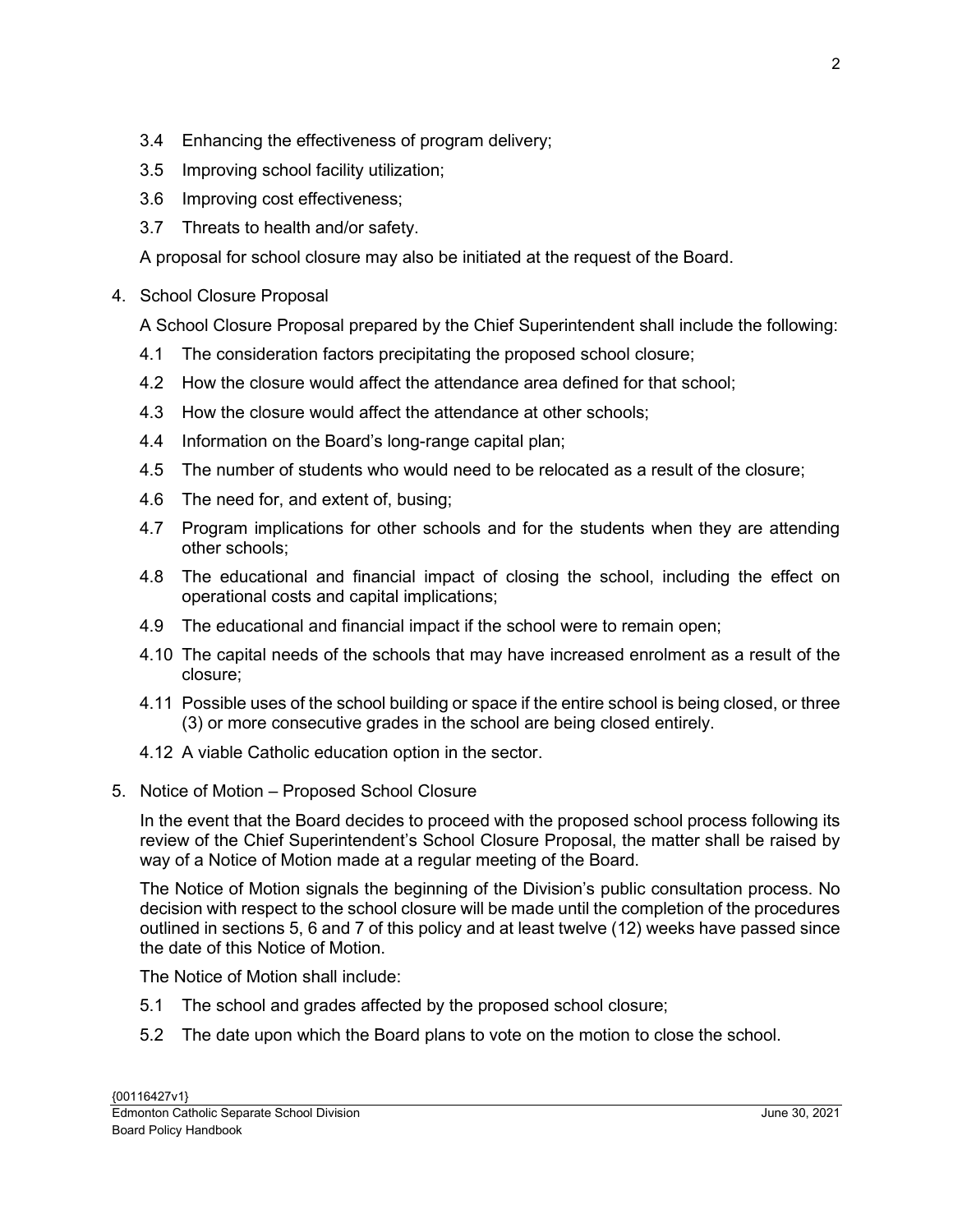3.4 Enhancing the effectiveness of program delivery;

3.5 Improving school facility utilization;

3.6 Improving cost effectiveness;

3.7 Threats to health and/or safety.

A proposal for school closure may also be initiated at the request of the Board.

4. School Closure Proposal

   A School Closure Proposal prepared by the Chief Superintendent shall include the following:

   4.1 The consideration factors precipitating the proposed school closure;

   4.2 How the closure would affect the attendance area defined for that school;

   4.3 How the closure would affect the attendance at other schools;

   4.4 Information on the Board's long-range capital plan;

   4.5 The number of students who would need to be relocated as a result of the closure;

   4.6 The need for, and extent of, busing;

   4.7 Program implications for other schools and for the students when they are attending other schools;

   4.8 The educational and financial impact of closing the school, including the effect on operational costs and capital implications;

   4.9 The educational and financial impact if the school were to remain open;

   4.10 The capital needs of the schools that may have increased enrolment as a result of the closure;

   4.11 Possible uses of the school building or space if the entire school is being closed, or three (3) or more consecutive grades in the school are being closed entirely.

   4.12 A viable Catholic education option in the sector.

5. Notice of Motion – Proposed School Closure

   In the event that the Board decides to proceed with the proposed school process following its review of the Chief Superintendent's School Closure Proposal, the matter shall be raised by way of a Notice of Motion made at a regular meeting of the Board.

   The Notice of Motion signals the beginning of the Division's public consultation process. No decision with respect to the school closure will be made until the completion of the procedures outlined in sections 5, 6 and 7 of this policy and at least twelve (12) weeks have passed since the date of this Notice of Motion.

   The Notice of Motion shall include:

   5.1 The school and grades affected by the proposed school closure;

   5.2 The date upon which the Board plans to vote on the motion to close the school.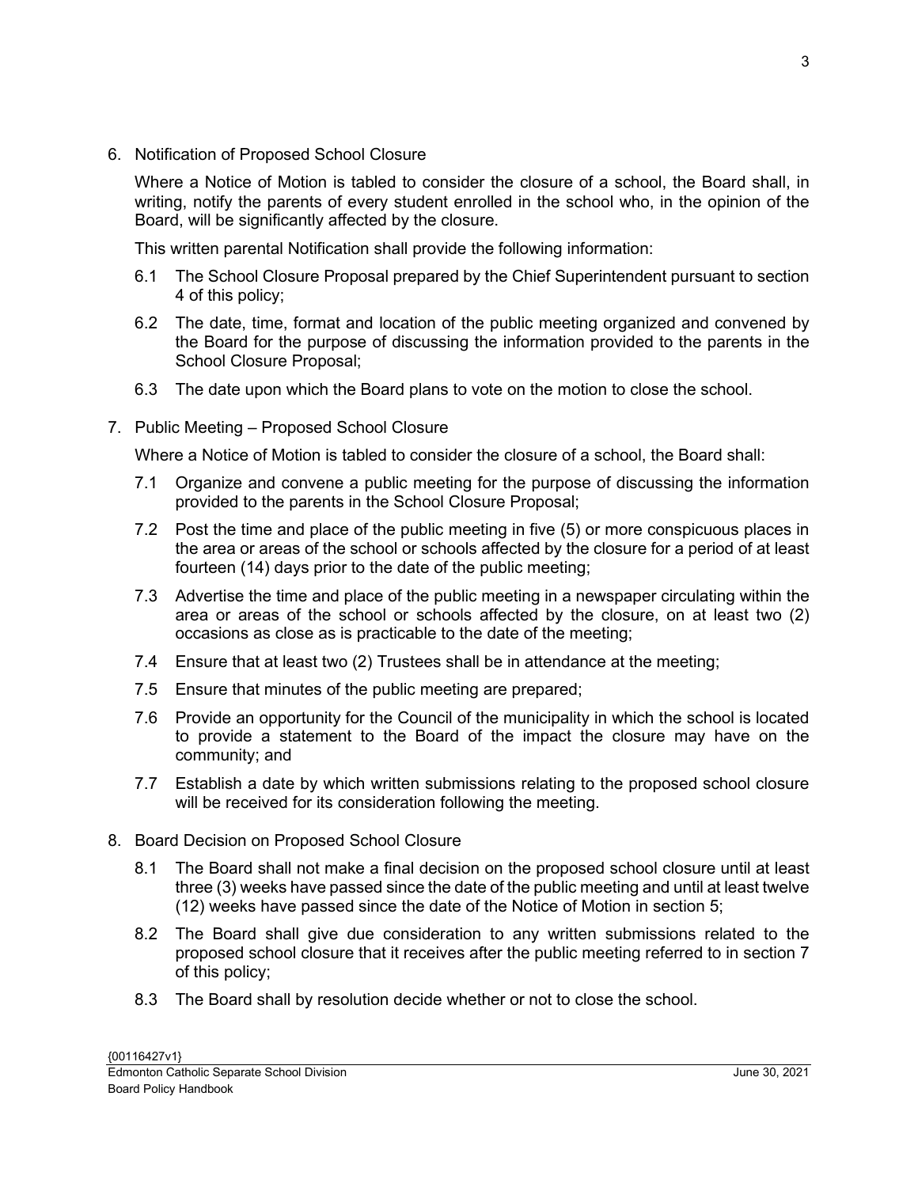6. Notification of Proposed School Closure

   Where a Notice of Motion is tabled to consider the closure of a school, the Board shall, in writing, notify the parents of every student enrolled in the school who, in the opinion of the Board, will be significantly affected by the closure.

   This written parental Notification shall provide the following information:

   6.1 The School Closure Proposal prepared by the Chief Superintendent pursuant to section 4 of this policy;

   6.2 The date, time, format and location of the public meeting organized and convened by the Board for the purpose of discussing the information provided to the parents in the School Closure Proposal;

   6.3 The date upon which the Board plans to vote on the motion to close the school.

7. Public Meeting – Proposed School Closure

   Where a Notice of Motion is tabled to consider the closure of a school, the Board shall:

   7.1 Organize and convene a public meeting for the purpose of discussing the information provided to the parents in the School Closure Proposal;

   7.2 Post the time and place of the public meeting in five (5) or more conspicuous places in the area or areas of the school or schools affected by the closure for a period of at least fourteen (14) days prior to the date of the public meeting;

   7.3 Advertise the time and place of the public meeting in a newspaper circulating within the area or areas of the school or schools affected by the closure, on at least two (2) occasions as close as is practicable to the date of the meeting;

   7.4 Ensure that at least two (2) Trustees shall be in attendance at the meeting;

   7.5 Ensure that minutes of the public meeting are prepared;

   7.6 Provide an opportunity for the Council of the municipality in which the school is located to provide a statement to the Board of the impact the closure may have on the community; and

   7.7 Establish a date by which written submissions relating to the proposed school closure will be received for its consideration following the meeting.

8. Board Decision on Proposed School Closure

   8.1 The Board shall not make a final decision on the proposed school closure until at least three (3) weeks have passed since the date of the public meeting and until at least twelve (12) weeks have passed since the date of the Notice of Motion in section 5;

   8.2 The Board shall give due consideration to any written submissions related to the proposed school closure that it receives after the public meeting referred to in section 7 of this policy;

   8.3 The Board shall by resolution decide whether or not to close the school.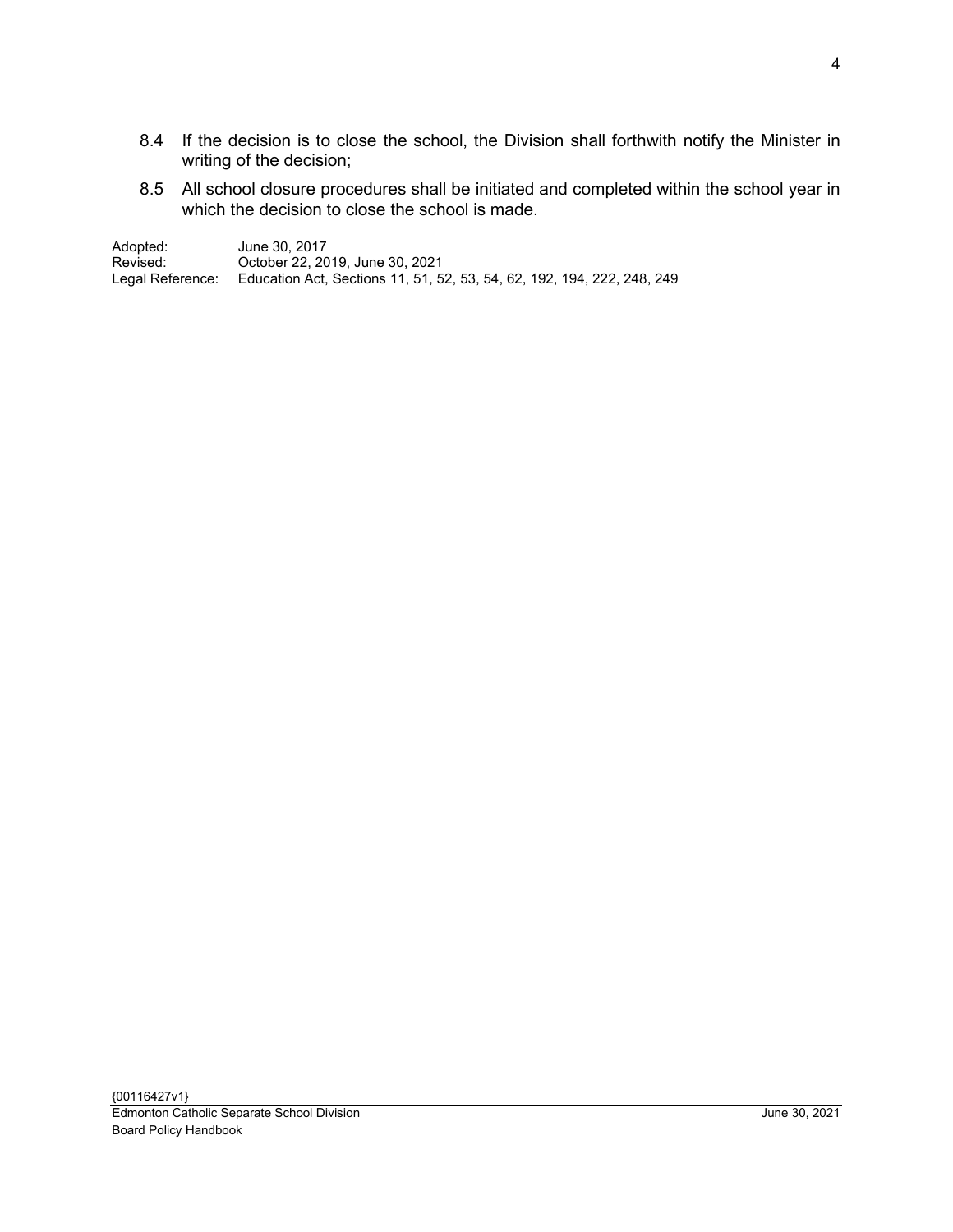8.4 If the decision is to close the school, the Division shall forthwith notify the Minister in writing of the decision;

8.5 All school closure procedures shall be initiated and completed within the school year in which the decision to close the school is made.

Adopted: June 30, 2017
Revised: October 22, 2019, June 30, 2021
Legal Reference: Education Act, Sections 11, 51, 52, 53, 54, 62, 192, 194, 222, 248, 249